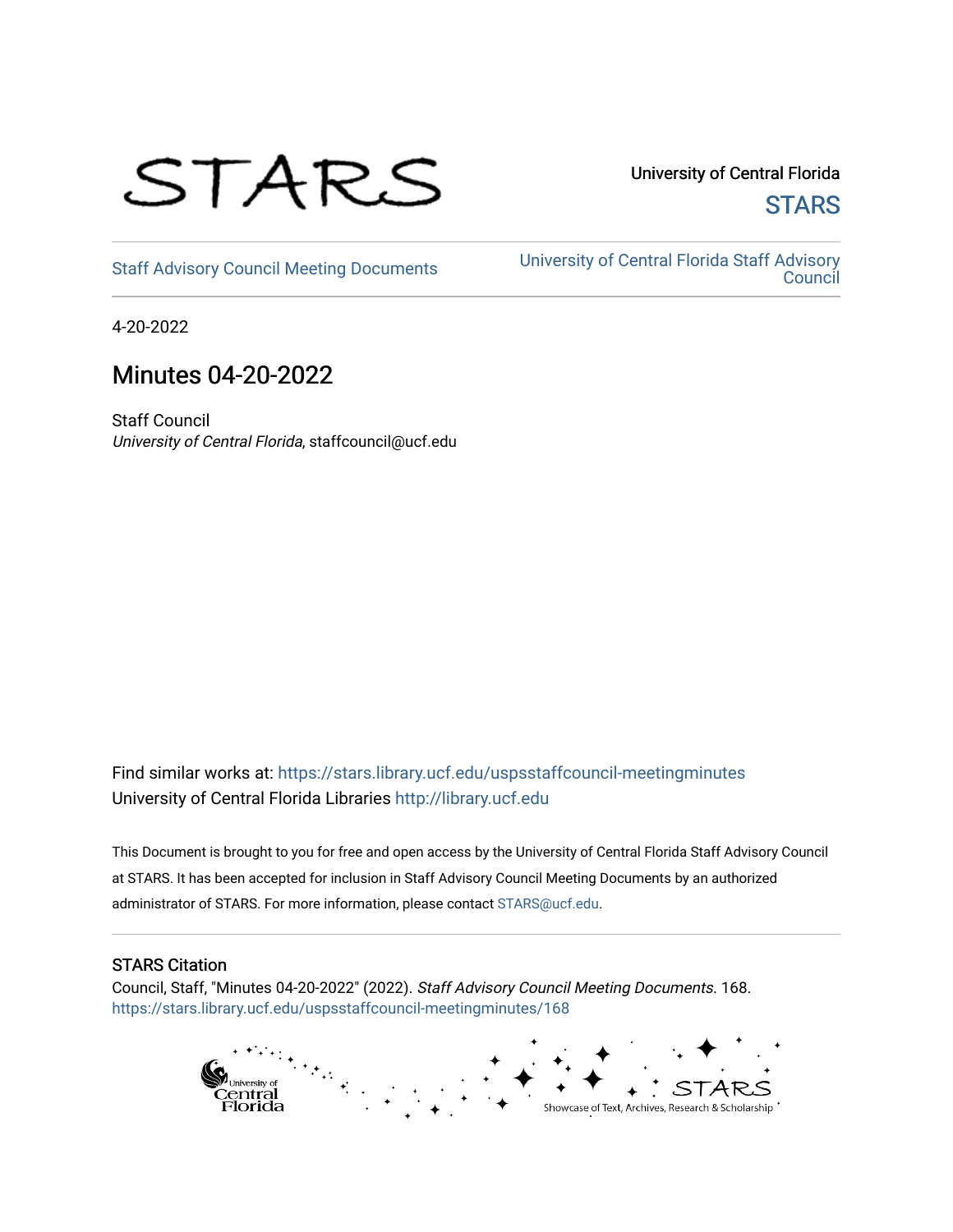University of Central Florida

STARS

Staff Advisory Council Meeting Documents

University of Central Florida Staff Advisory Council

4-20-2022

# Minutes 04-20-2022

Staff Council
*University of Central Florida*, staffcouncil@ucf.edu

Find similar works at: https://stars.library.ucf.edu/uspsstaffcouncil-meetingminutes
University of Central Florida Libraries http://library.ucf.edu

This Document is brought to you for free and open access by the University of Central Florida Staff Advisory Council at STARS. It has been accepted for inclusion in Staff Advisory Council Meeting Documents by an authorized administrator of STARS. For more information, please contact STARS@ucf.edu.

## STARS Citation

Council, Staff, "Minutes 04-20-2022" (2022). *Staff Advisory Council Meeting Documents*. 168.
https://stars.library.ucf.edu/uspsstaffcouncil-meetingminutes/168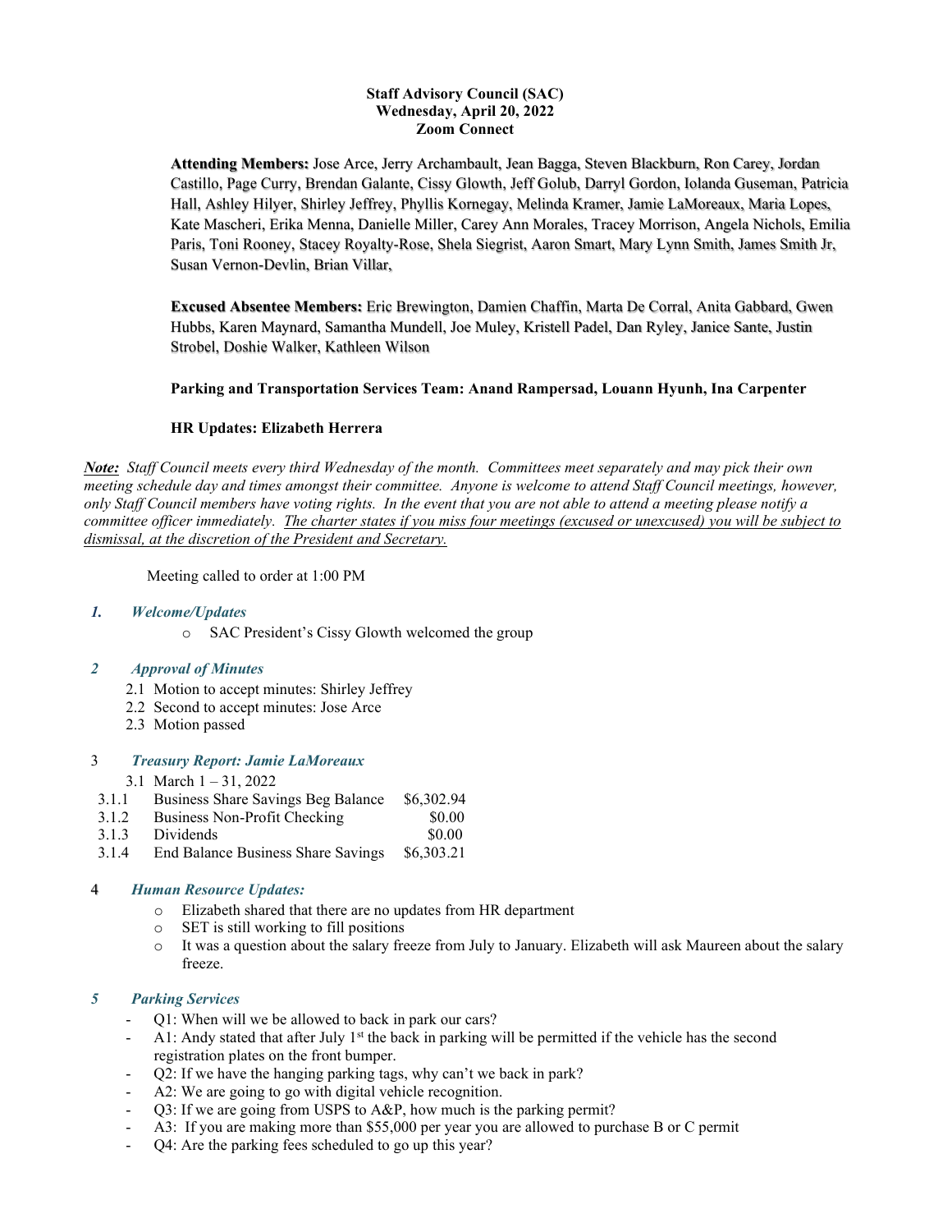**Staff Advisory Council (SAC)**
**Wednesday, April 20, 2022**
**Zoom Connect**

**Attending Members:** Jose Arce, Jerry Archambault, Jean Bagga, Steven Blackburn, Ron Carey, Jordan Castillo, Page Curry, Brendan Galante, Cissy Glowth, Jeff Golub, Darryl Gordon, Iolanda Guseman, Patricia Hall, Ashley Hilyer, Shirley Jeffrey, Phyllis Kornegay, Melinda Kramer, Jamie LaMoreaux, Maria Lopes, Kate Mascheri, Erika Menna, Danielle Miller, Carey Ann Morales, Tracey Morrison, Angela Nichols, Emilia Paris, Toni Rooney, Stacey Royalty-Rose, Shela Siegrist, Aaron Smart, Mary Lynn Smith, James Smith Jr, Susan Vernon-Devlin, Brian Villar,

**Excused Absentee Members:** Eric Brewington, Damien Chaffin, Marta De Corral, Anita Gabbard, Gwen Hubbs, Karen Maynard, Samantha Mundell, Joe Muley, Kristell Padel, Dan Ryley, Janice Sante, Justin Strobel, Doshie Walker, Kathleen Wilson

**Parking and Transportation Services Team: Anand Rampersad, Louann Hyunh, Ina Carpenter**

**HR Updates: Elizabeth Herrera**

***Note:*** *Staff Council meets every third Wednesday of the month. Committees meet separately and may pick their own meeting schedule day and times amongst their committee. Anyone is welcome to attend Staff Council meetings, however, only Staff Council members have voting rights. In the event that you are not able to attend a meeting please notify a committee officer immediately. The charter states if you miss four meetings (excused or unexcused) you will be subject to dismissal, at the discretion of the President and Secretary.*

Meeting called to order at 1:00 PM

***1. Welcome/Updates***

- SAC President's Cissy Glowth welcomed the group

***2 Approval of Minutes***

2.1 Motion to accept minutes: Shirley Jeffrey
2.2 Second to accept minutes: Jose Arce
2.3 Motion passed

3 ***Treasury Report: Jamie LaMoreaux***

3.1 March 1 – 31, 2022

| | | |
|---|---|---|
| 3.1.1 | Business Share Savings Beg Balance | \$6,302.94 |
| 3.1.2 | Business Non-Profit Checking | \$0.00 |
| 3.1.3 | Dividends | \$0.00 |
| 3.1.4 | End Balance Business Share Savings | \$6,303.21 |

4 ***Human Resource Updates:***

- Elizabeth shared that there are no updates from HR department
- SET is still working to fill positions
- It was a question about the salary freeze from July to January. Elizabeth will ask Maureen about the salary freeze.

***5 Parking Services***

- Q1: When will we be allowed to back in park our cars?
- A1: Andy stated that after July 1st the back in parking will be permitted if the vehicle has the second registration plates on the front bumper.
- Q2: If we have the hanging parking tags, why can't we back in park?
- A2: We are going to go with digital vehicle recognition.
- Q3: If we are going from USPS to A&P, how much is the parking permit?
- A3: If you are making more than \$55,000 per year you are allowed to purchase B or C permit
- Q4: Are the parking fees scheduled to go up this year?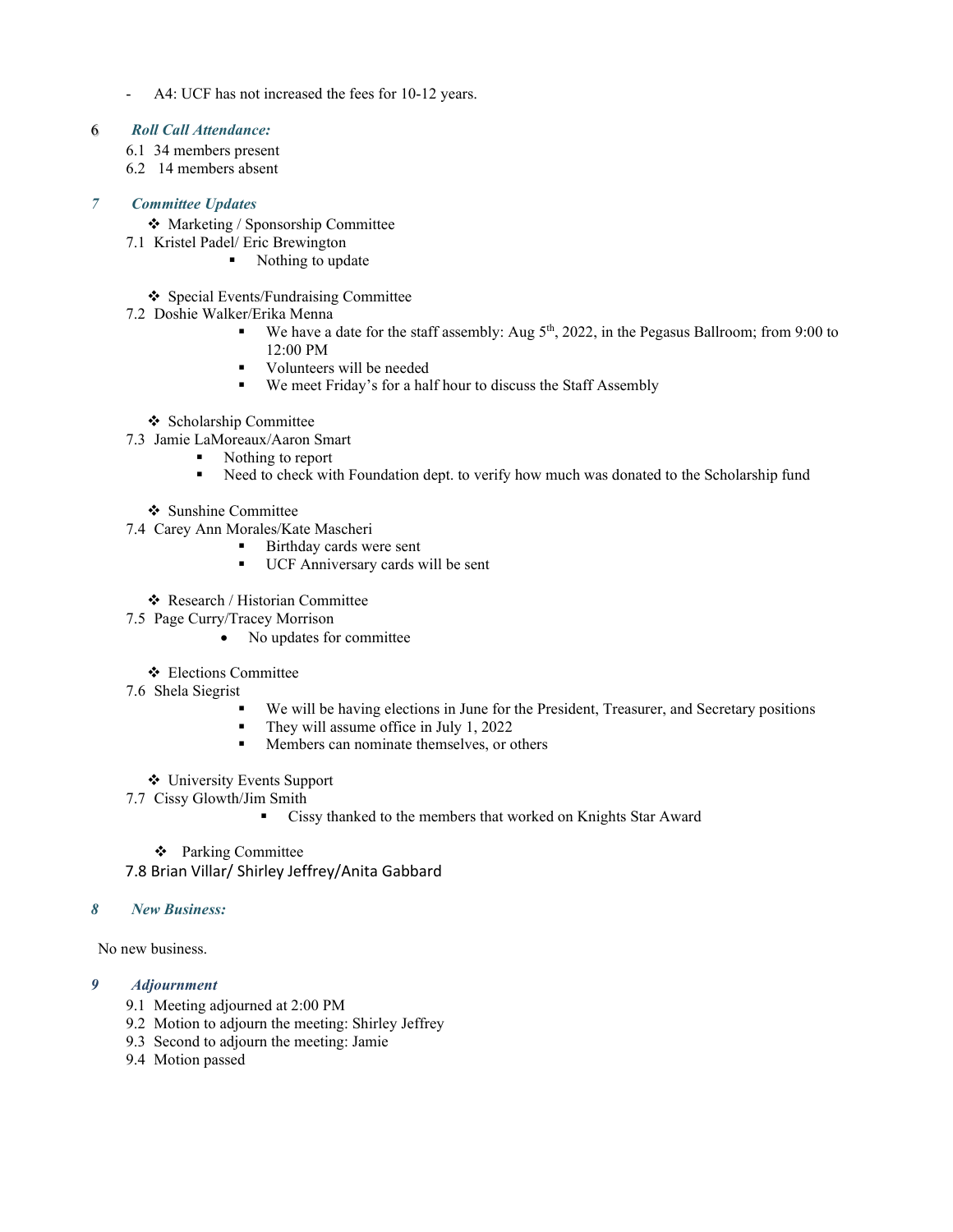- A4: UCF has not increased the fees for 10-12 years.

## 6 *Roll Call Attendance:*

6.1 34 members present
6.2 14 members absent

## 7 *Committee Updates*

❖ Marketing / Sponsorship Committee

7.1 Kristel Padel/ Eric Brewington

- Nothing to update

❖ Special Events/Fundraising Committee

7.2 Doshie Walker/Erika Menna

- We have a date for the staff assembly: Aug 5th, 2022, in the Pegasus Ballroom; from 9:00 to 12:00 PM
- Volunteers will be needed
- We meet Friday's for a half hour to discuss the Staff Assembly

❖ Scholarship Committee

7.3 Jamie LaMoreaux/Aaron Smart

- Nothing to report
- Need to check with Foundation dept. to verify how much was donated to the Scholarship fund

❖ Sunshine Committee

7.4 Carey Ann Morales/Kate Mascheri

- Birthday cards were sent
- UCF Anniversary cards will be sent

❖ Research / Historian Committee

7.5 Page Curry/Tracey Morrison

- No updates for committee

❖ Elections Committee

7.6 Shela Siegrist

- We will be having elections in June for the President, Treasurer, and Secretary positions
- They will assume office in July 1, 2022
- Members can nominate themselves, or others

❖ University Events Support

7.7 Cissy Glowth/Jim Smith

- Cissy thanked to the members that worked on Knights Star Award

❖ Parking Committee

7.8 Brian Villar/ Shirley Jeffrey/Anita Gabbard

## 8 *New Business:*

No new business.

## 9 *Adjournment*

9.1 Meeting adjourned at 2:00 PM
9.2 Motion to adjourn the meeting: Shirley Jeffrey
9.3 Second to adjourn the meeting: Jamie
9.4 Motion passed